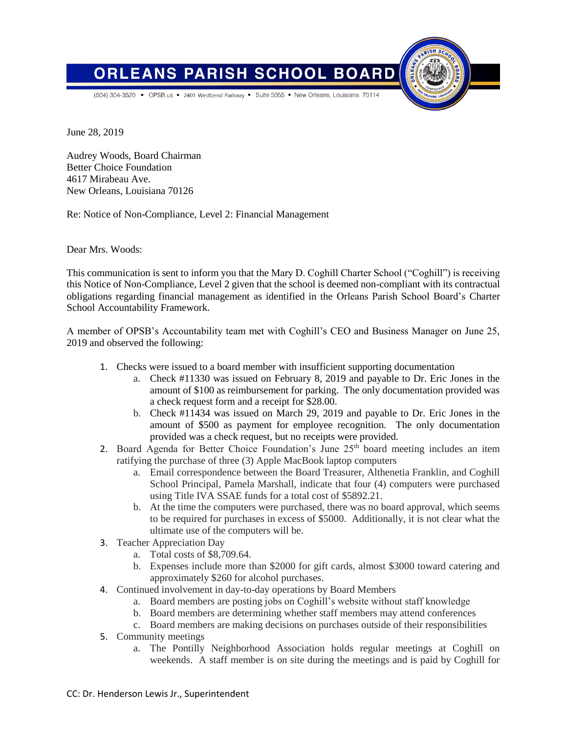# ORLEANS PARISH SCHOOL BOARD

(504) 304-3520 • OPSB.us • 2401 Westbend Parkway • Suite 5055 • New Orleans, Louisiana 70114

June 28, 2019

Audrey Woods, Board Chairman
Better Choice Foundation
4617 Mirabeau Ave.
New Orleans, Louisiana 70126

Re: Notice of Non-Compliance, Level 2: Financial Management

Dear Mrs. Woods:

This communication is sent to inform you that the Mary D. Coghill Charter School ("Coghill") is receiving this Notice of Non-Compliance, Level 2 given that the school is deemed non-compliant with its contractual obligations regarding financial management as identified in the Orleans Parish School Board's Charter School Accountability Framework.

A member of OPSB's Accountability team met with Coghill's CEO and Business Manager on June 25, 2019 and observed the following:

1. Checks were issued to a board member with insufficient supporting documentation
   a. Check #11330 was issued on February 8, 2019 and payable to Dr. Eric Jones in the amount of $100 as reimbursement for parking. The only documentation provided was a check request form and a receipt for $28.00.
   b. Check #11434 was issued on March 29, 2019 and payable to Dr. Eric Jones in the amount of $500 as payment for employee recognition. The only documentation provided was a check request, but no receipts were provided.
2. Board Agenda for Better Choice Foundation's June 25th board meeting includes an item ratifying the purchase of three (3) Apple MacBook laptop computers
   a. Email correspondence between the Board Treasurer, Althenetia Franklin, and Coghill School Principal, Pamela Marshall, indicate that four (4) computers were purchased using Title IVA SSAE funds for a total cost of $5892.21.
   b. At the time the computers were purchased, there was no board approval, which seems to be required for purchases in excess of $5000. Additionally, it is not clear what the ultimate use of the computers will be.
3. Teacher Appreciation Day
   a. Total costs of $8,709.64.
   b. Expenses include more than $2000 for gift cards, almost $3000 toward catering and approximately $260 for alcohol purchases.
4. Continued involvement in day-to-day operations by Board Members
   a. Board members are posting jobs on Coghill's website without staff knowledge
   b. Board members are determining whether staff members may attend conferences
   c. Board members are making decisions on purchases outside of their responsibilities
5. Community meetings
   a. The Pontilly Neighborhood Association holds regular meetings at Coghill on weekends. A staff member is on site during the meetings and is paid by Coghill for

CC: Dr. Henderson Lewis Jr., Superintendent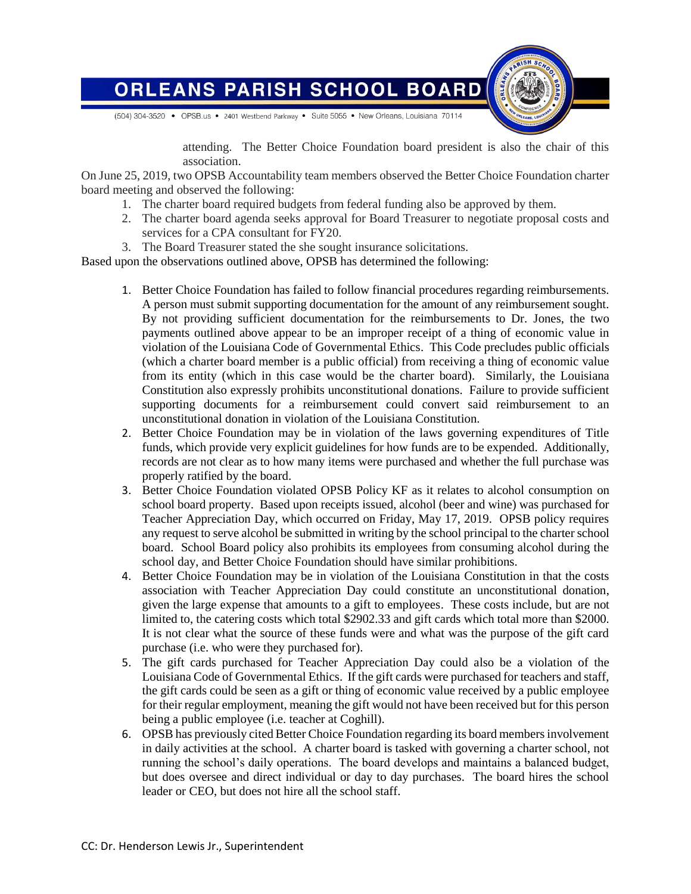attending. The Better Choice Foundation board president is also the chair of this association.

On June 25, 2019, two OPSB Accountability team members observed the Better Choice Foundation charter board meeting and observed the following:

1. The charter board required budgets from federal funding also be approved by them.
2. The charter board agenda seeks approval for Board Treasurer to negotiate proposal costs and services for a CPA consultant for FY20.
3. The Board Treasurer stated the she sought insurance solicitations.

Based upon the observations outlined above, OPSB has determined the following:

1. Better Choice Foundation has failed to follow financial procedures regarding reimbursements. A person must submit supporting documentation for the amount of any reimbursement sought. By not providing sufficient documentation for the reimbursements to Dr. Jones, the two payments outlined above appear to be an improper receipt of a thing of economic value in violation of the Louisiana Code of Governmental Ethics. This Code precludes public officials (which a charter board member is a public official) from receiving a thing of economic value from its entity (which in this case would be the charter board). Similarly, the Louisiana Constitution also expressly prohibits unconstitutional donations. Failure to provide sufficient supporting documents for a reimbursement could convert said reimbursement to an unconstitutional donation in violation of the Louisiana Constitution.
2. Better Choice Foundation may be in violation of the laws governing expenditures of Title funds, which provide very explicit guidelines for how funds are to be expended. Additionally, records are not clear as to how many items were purchased and whether the full purchase was properly ratified by the board.
3. Better Choice Foundation violated OPSB Policy KF as it relates to alcohol consumption on school board property. Based upon receipts issued, alcohol (beer and wine) was purchased for Teacher Appreciation Day, which occurred on Friday, May 17, 2019. OPSB policy requires any request to serve alcohol be submitted in writing by the school principal to the charter school board. School Board policy also prohibits its employees from consuming alcohol during the school day, and Better Choice Foundation should have similar prohibitions.
4. Better Choice Foundation may be in violation of the Louisiana Constitution in that the costs association with Teacher Appreciation Day could constitute an unconstitutional donation, given the large expense that amounts to a gift to employees. These costs include, but are not limited to, the catering costs which total $2902.33 and gift cards which total more than $2000. It is not clear what the source of these funds were and what was the purpose of the gift card purchase (i.e. who were they purchased for).
5. The gift cards purchased for Teacher Appreciation Day could also be a violation of the Louisiana Code of Governmental Ethics. If the gift cards were purchased for teachers and staff, the gift cards could be seen as a gift or thing of economic value received by a public employee for their regular employment, meaning the gift would not have been received but for this person being a public employee (i.e. teacher at Coghill).
6. OPSB has previously cited Better Choice Foundation regarding its board members involvement in daily activities at the school. A charter board is tasked with governing a charter school, not running the school's daily operations. The board develops and maintains a balanced budget, but does oversee and direct individual or day to day purchases. The board hires the school leader or CEO, but does not hire all the school staff.

CC: Dr. Henderson Lewis Jr., Superintendent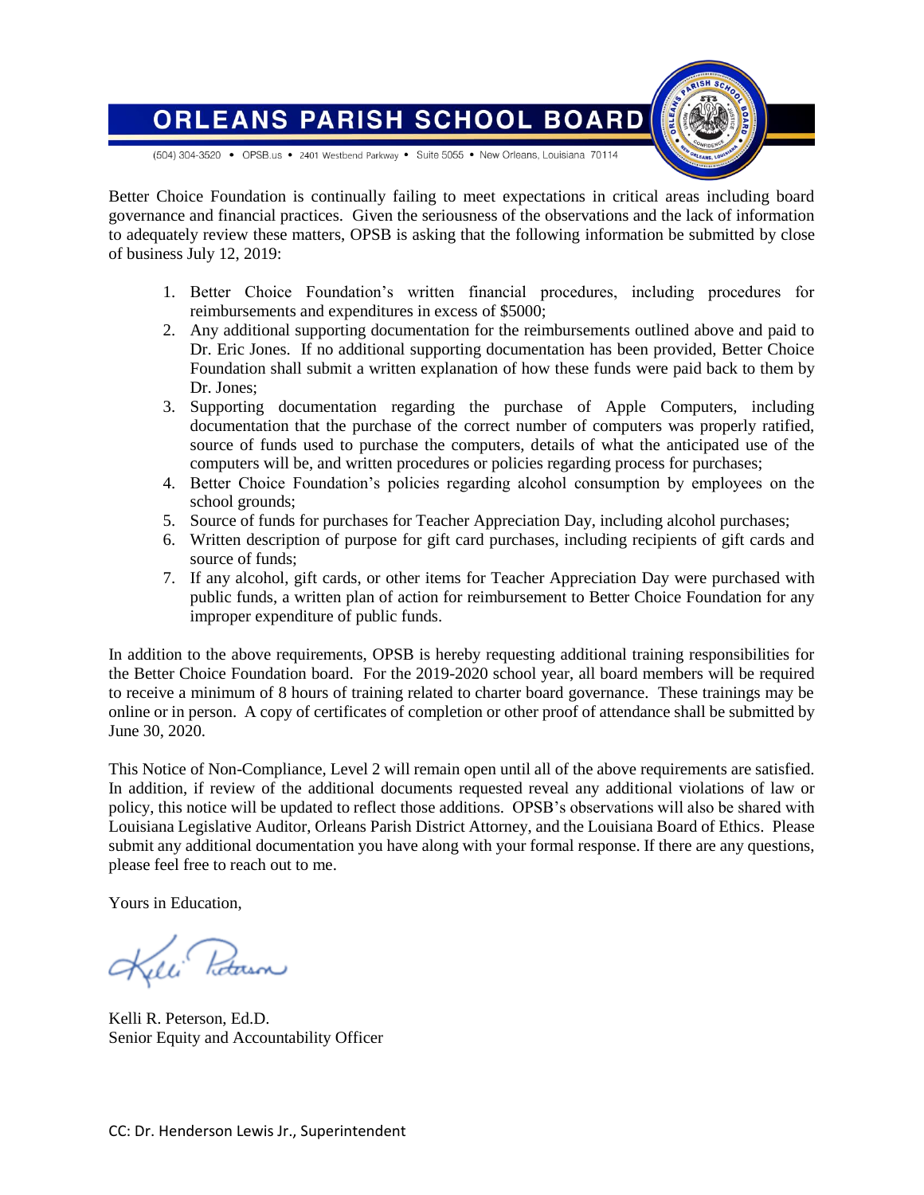# ORLEANS PARISH SCHOOL BOARD

(504) 304-3520 • OPSB.us • 2401 Westbend Parkway • Suite 5055 • New Orleans, Louisiana 70114

Better Choice Foundation is continually failing to meet expectations in critical areas including board governance and financial practices. Given the seriousness of the observations and the lack of information to adequately review these matters, OPSB is asking that the following information be submitted by close of business July 12, 2019:

1. Better Choice Foundation's written financial procedures, including procedures for reimbursements and expenditures in excess of $5000;
2. Any additional supporting documentation for the reimbursements outlined above and paid to Dr. Eric Jones. If no additional supporting documentation has been provided, Better Choice Foundation shall submit a written explanation of how these funds were paid back to them by Dr. Jones;
3. Supporting documentation regarding the purchase of Apple Computers, including documentation that the purchase of the correct number of computers was properly ratified, source of funds used to purchase the computers, details of what the anticipated use of the computers will be, and written procedures or policies regarding process for purchases;
4. Better Choice Foundation's policies regarding alcohol consumption by employees on the school grounds;
5. Source of funds for purchases for Teacher Appreciation Day, including alcohol purchases;
6. Written description of purpose for gift card purchases, including recipients of gift cards and source of funds;
7. If any alcohol, gift cards, or other items for Teacher Appreciation Day were purchased with public funds, a written plan of action for reimbursement to Better Choice Foundation for any improper expenditure of public funds.

In addition to the above requirements, OPSB is hereby requesting additional training responsibilities for the Better Choice Foundation board. For the 2019-2020 school year, all board members will be required to receive a minimum of 8 hours of training related to charter board governance. These trainings may be online or in person. A copy of certificates of completion or other proof of attendance shall be submitted by June 30, 2020.

This Notice of Non-Compliance, Level 2 will remain open until all of the above requirements are satisfied. In addition, if review of the additional documents requested reveal any additional violations of law or policy, this notice will be updated to reflect those additions. OPSB's observations will also be shared with Louisiana Legislative Auditor, Orleans Parish District Attorney, and the Louisiana Board of Ethics. Please submit any additional documentation you have along with your formal response. If there are any questions, please feel free to reach out to me.

Yours in Education,

Kelli R. Peterson, Ed.D.
Senior Equity and Accountability Officer

CC: Dr. Henderson Lewis Jr., Superintendent